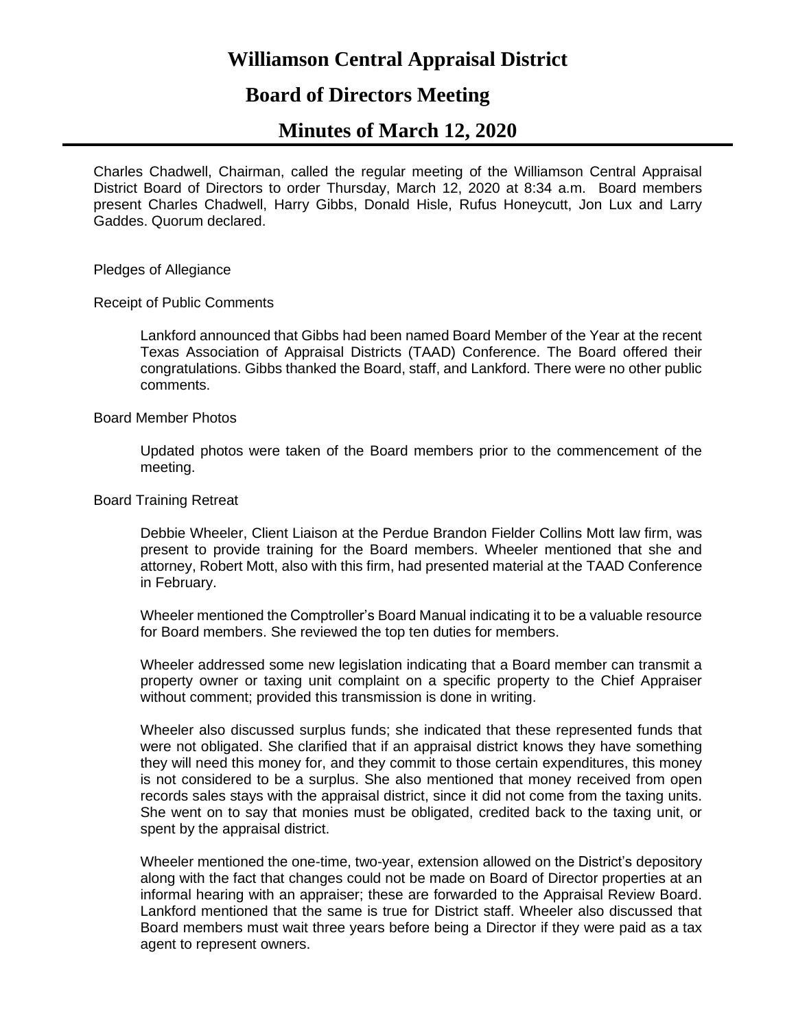# Williamson Central Appraisal District

## Board of Directors Meeting

## Minutes of March 12, 2020

Charles Chadwell, Chairman, called the regular meeting of the Williamson Central Appraisal District Board of Directors to order Thursday, March 12, 2020 at 8:34 a.m. Board members present Charles Chadwell, Harry Gibbs, Donald Hisle, Rufus Honeycutt, Jon Lux and Larry Gaddes. Quorum declared.

Pledges of Allegiance

Receipt of Public Comments

> Lankford announced that Gibbs had been named Board Member of the Year at the recent Texas Association of Appraisal Districts (TAAD) Conference. The Board offered their congratulations. Gibbs thanked the Board, staff, and Lankford. There were no other public comments.

Board Member Photos

> Updated photos were taken of the Board members prior to the commencement of the meeting.

Board Training Retreat

> Debbie Wheeler, Client Liaison at the Perdue Brandon Fielder Collins Mott law firm, was present to provide training for the Board members. Wheeler mentioned that she and attorney, Robert Mott, also with this firm, had presented material at the TAAD Conference in February.
>
> Wheeler mentioned the Comptroller's Board Manual indicating it to be a valuable resource for Board members. She reviewed the top ten duties for members.
>
> Wheeler addressed some new legislation indicating that a Board member can transmit a property owner or taxing unit complaint on a specific property to the Chief Appraiser without comment; provided this transmission is done in writing.
>
> Wheeler also discussed surplus funds; she indicated that these represented funds that were not obligated. She clarified that if an appraisal district knows they have something they will need this money for, and they commit to those certain expenditures, this money is not considered to be a surplus. She also mentioned that money received from open records sales stays with the appraisal district, since it did not come from the taxing units. She went on to say that monies must be obligated, credited back to the taxing unit, or spent by the appraisal district.
>
> Wheeler mentioned the one-time, two-year, extension allowed on the District's depository along with the fact that changes could not be made on Board of Director properties at an informal hearing with an appraiser; these are forwarded to the Appraisal Review Board. Lankford mentioned that the same is true for District staff. Wheeler also discussed that Board members must wait three years before being a Director if they were paid as a tax agent to represent owners.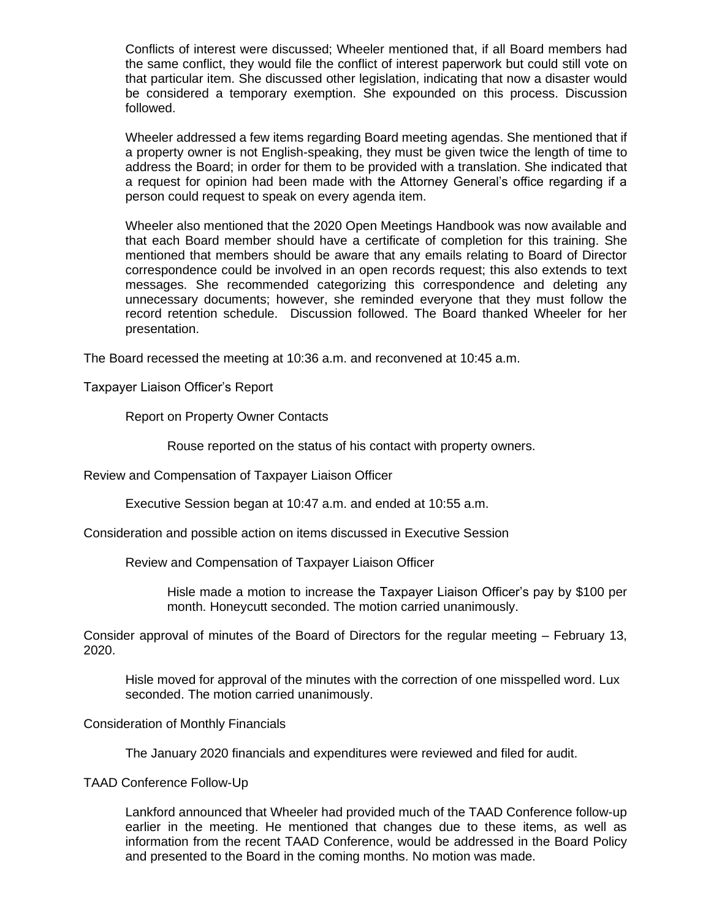Conflicts of interest were discussed; Wheeler mentioned that, if all Board members had the same conflict, they would file the conflict of interest paperwork but could still vote on that particular item. She discussed other legislation, indicating that now a disaster would be considered a temporary exemption. She expounded on this process. Discussion followed.

Wheeler addressed a few items regarding Board meeting agendas. She mentioned that if a property owner is not English-speaking, they must be given twice the length of time to address the Board; in order for them to be provided with a translation. She indicated that a request for opinion had been made with the Attorney General's office regarding if a person could request to speak on every agenda item.

Wheeler also mentioned that the 2020 Open Meetings Handbook was now available and that each Board member should have a certificate of completion for this training. She mentioned that members should be aware that any emails relating to Board of Director correspondence could be involved in an open records request; this also extends to text messages. She recommended categorizing this correspondence and deleting any unnecessary documents; however, she reminded everyone that they must follow the record retention schedule. Discussion followed. The Board thanked Wheeler for her presentation.

The Board recessed the meeting at 10:36 a.m. and reconvened at 10:45 a.m.

Taxpayer Liaison Officer's Report

Report on Property Owner Contacts

Rouse reported on the status of his contact with property owners.

Review and Compensation of Taxpayer Liaison Officer

Executive Session began at 10:47 a.m. and ended at 10:55 a.m.

Consideration and possible action on items discussed in Executive Session

Review and Compensation of Taxpayer Liaison Officer

Hisle made a motion to increase the Taxpayer Liaison Officer's pay by $100 per month. Honeycutt seconded. The motion carried unanimously.

Consider approval of minutes of the Board of Directors for the regular meeting – February 13, 2020.

Hisle moved for approval of the minutes with the correction of one misspelled word. Lux seconded. The motion carried unanimously.

Consideration of Monthly Financials

The January 2020 financials and expenditures were reviewed and filed for audit.

TAAD Conference Follow-Up

Lankford announced that Wheeler had provided much of the TAAD Conference follow-up earlier in the meeting. He mentioned that changes due to these items, as well as information from the recent TAAD Conference, would be addressed in the Board Policy and presented to the Board in the coming months. No motion was made.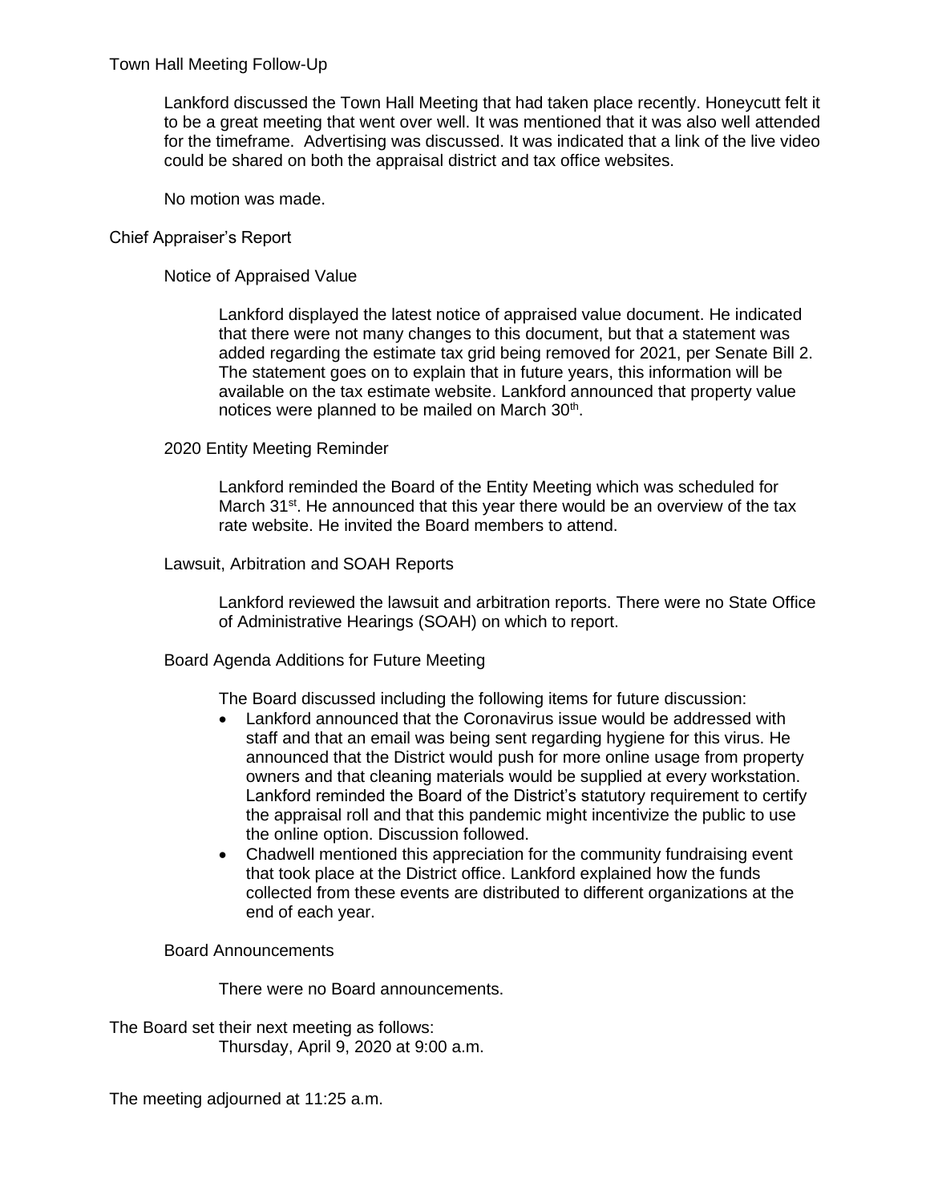## Town Hall Meeting Follow-Up

Lankford discussed the Town Hall Meeting that had taken place recently. Honeycutt felt it to be a great meeting that went over well. It was mentioned that it was also well attended for the timeframe. Advertising was discussed. It was indicated that a link of the live video could be shared on both the appraisal district and tax office websites.

No motion was made.

## Chief Appraiser's Report

### Notice of Appraised Value

Lankford displayed the latest notice of appraised value document. He indicated that there were not many changes to this document, but that a statement was added regarding the estimate tax grid being removed for 2021, per Senate Bill 2. The statement goes on to explain that in future years, this information will be available on the tax estimate website. Lankford announced that property value notices were planned to be mailed on March 30th.

### 2020 Entity Meeting Reminder

Lankford reminded the Board of the Entity Meeting which was scheduled for March 31st. He announced that this year there would be an overview of the tax rate website. He invited the Board members to attend.

### Lawsuit, Arbitration and SOAH Reports

Lankford reviewed the lawsuit and arbitration reports. There were no State Office of Administrative Hearings (SOAH) on which to report.

### Board Agenda Additions for Future Meeting

The Board discussed including the following items for future discussion:

- Lankford announced that the Coronavirus issue would be addressed with staff and that an email was being sent regarding hygiene for this virus. He announced that the District would push for more online usage from property owners and that cleaning materials would be supplied at every workstation. Lankford reminded the Board of the District's statutory requirement to certify the appraisal roll and that this pandemic might incentivize the public to use the online option. Discussion followed.
- Chadwell mentioned this appreciation for the community fundraising event that took place at the District office. Lankford explained how the funds collected from these events are distributed to different organizations at the end of each year.

### Board Announcements

There were no Board announcements.

The Board set their next meeting as follows:
Thursday, April 9, 2020 at 9:00 a.m.

The meeting adjourned at 11:25 a.m.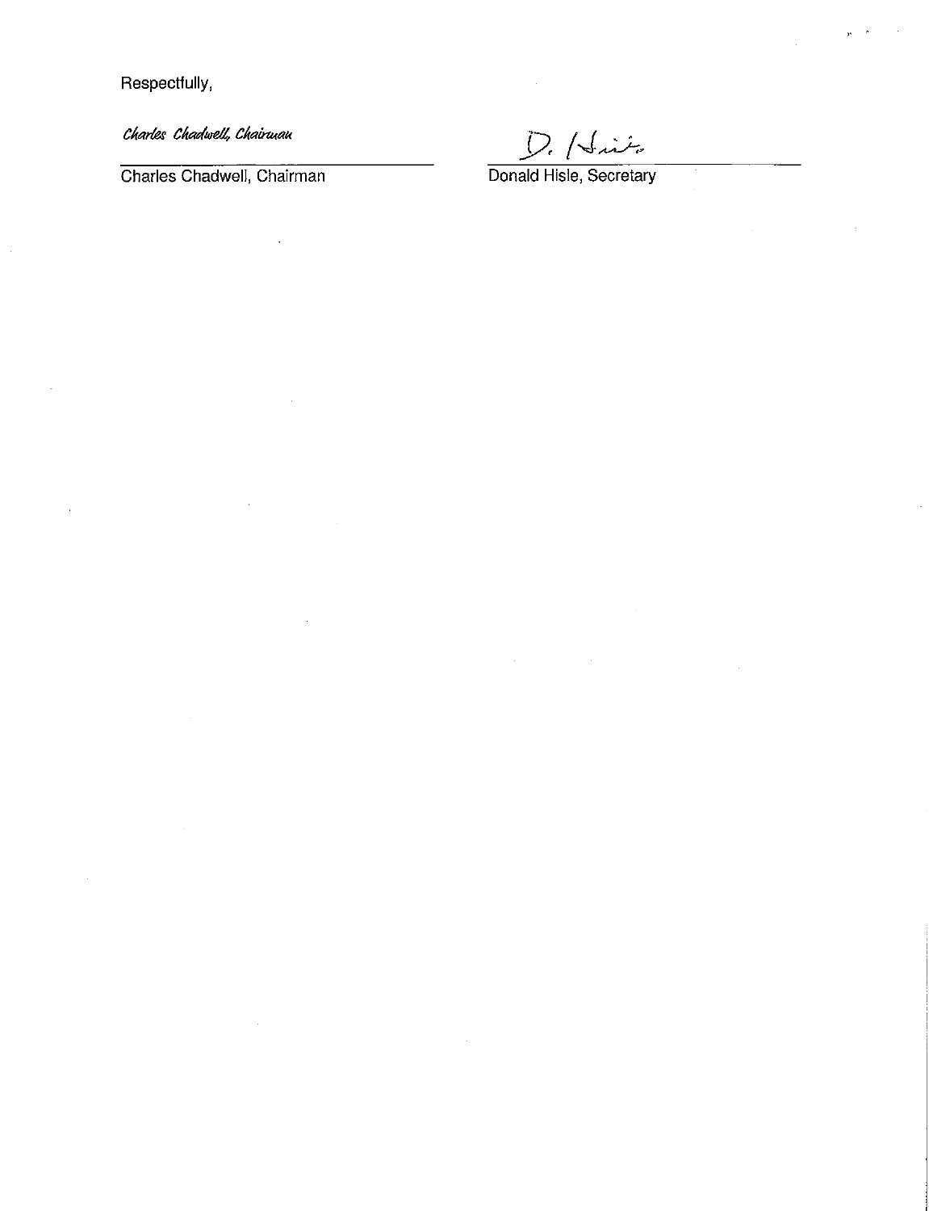Respectfully,

*Charles Chadwell, Chairman*

Charles Chadwell, Chairman

D. Hisle

Donald Hisle, Secretary